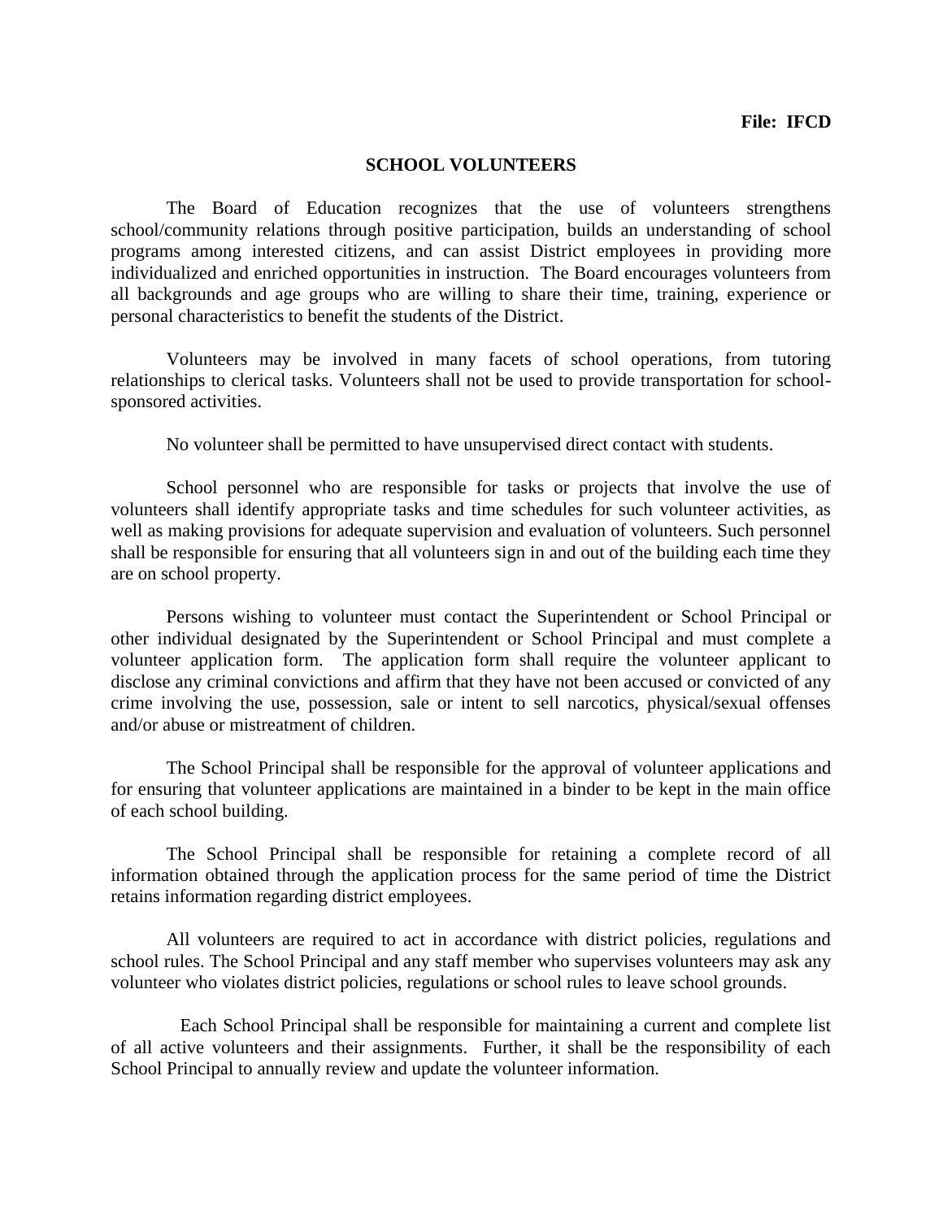**File: IFCD**

# SCHOOL VOLUNTEERS

The Board of Education recognizes that the use of volunteers strengthens school/community relations through positive participation, builds an understanding of school programs among interested citizens, and can assist District employees in providing more individualized and enriched opportunities in instruction. The Board encourages volunteers from all backgrounds and age groups who are willing to share their time, training, experience or personal characteristics to benefit the students of the District.

Volunteers may be involved in many facets of school operations, from tutoring relationships to clerical tasks. Volunteers shall not be used to provide transportation for school-sponsored activities.

No volunteer shall be permitted to have unsupervised direct contact with students.

School personnel who are responsible for tasks or projects that involve the use of volunteers shall identify appropriate tasks and time schedules for such volunteer activities, as well as making provisions for adequate supervision and evaluation of volunteers. Such personnel shall be responsible for ensuring that all volunteers sign in and out of the building each time they are on school property.

Persons wishing to volunteer must contact the Superintendent or School Principal or other individual designated by the Superintendent or School Principal and must complete a volunteer application form. The application form shall require the volunteer applicant to disclose any criminal convictions and affirm that they have not been accused or convicted of any crime involving the use, possession, sale or intent to sell narcotics, physical/sexual offenses and/or abuse or mistreatment of children.

The School Principal shall be responsible for the approval of volunteer applications and for ensuring that volunteer applications are maintained in a binder to be kept in the main office of each school building.

The School Principal shall be responsible for retaining a complete record of all information obtained through the application process for the same period of time the District retains information regarding district employees.

All volunteers are required to act in accordance with district policies, regulations and school rules. The School Principal and any staff member who supervises volunteers may ask any volunteer who violates district policies, regulations or school rules to leave school grounds.

Each School Principal shall be responsible for maintaining a current and complete list of all active volunteers and their assignments. Further, it shall be the responsibility of each School Principal to annually review and update the volunteer information.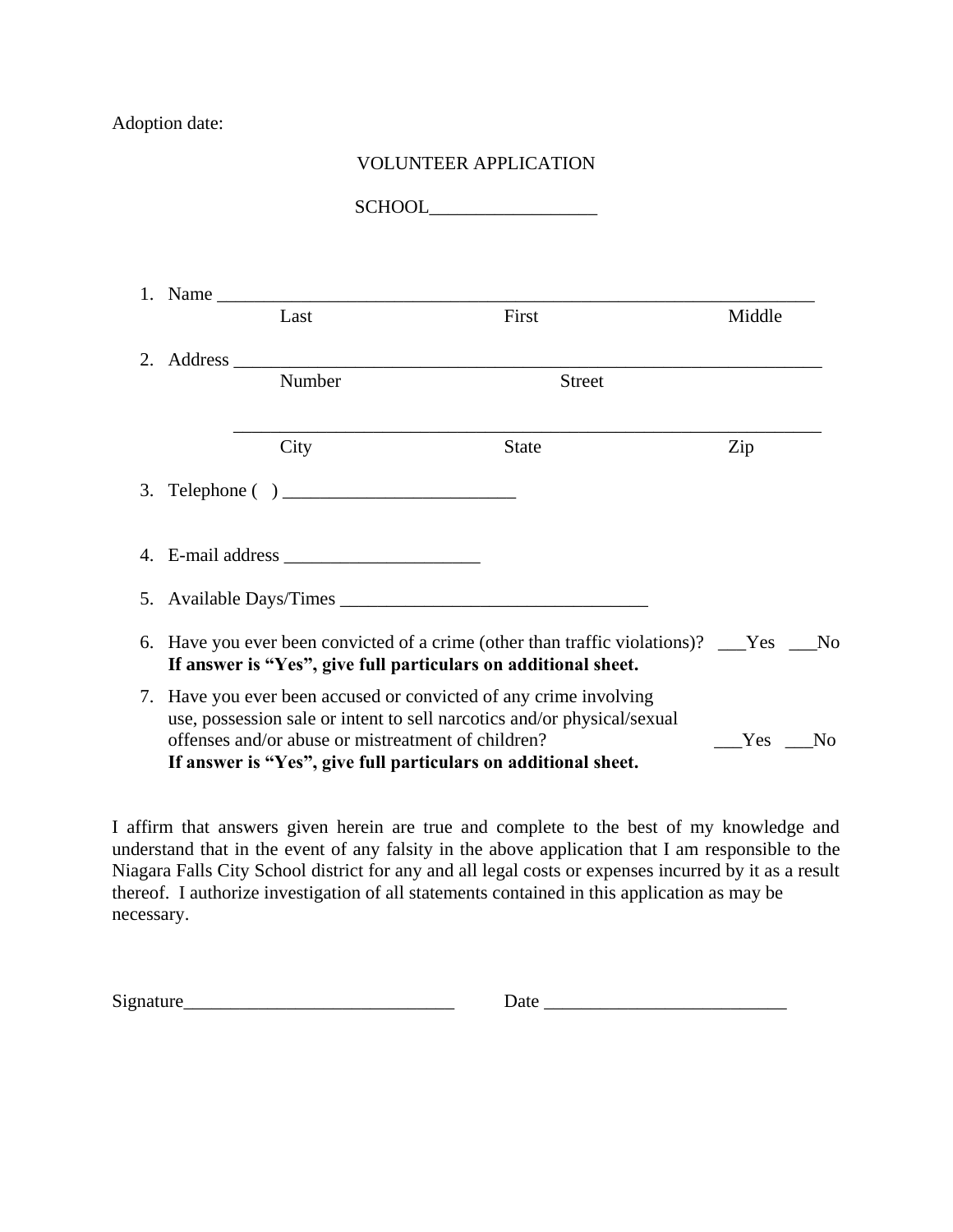Adoption date:

VOLUNTEER APPLICATION

SCHOOL__________________

1. Name ____________________________________________________________________
   Last                                   First                                   Middle

2. Address __________________________________________________________________
   Number                                   Street

   __________________________________________________________________
   City                                   State                                   Zip

3. Telephone (   ) _________________________

4. E-mail address _____________________

5. Available Days/Times _________________________________

6. Have you ever been convicted of a crime (other than traffic violations)?   ___Yes   ___No
   **If answer is "Yes", give full particulars on additional sheet.**

7. Have you ever been accused or convicted of any crime involving use, possession sale or intent to sell narcotics and/or physical/sexual offenses and/or abuse or mistreatment of children?   ___Yes   ___No
   **If answer is "Yes", give full particulars on additional sheet.**

I affirm that answers given herein are true and complete to the best of my knowledge and understand that in the event of any falsity in the above application that I am responsible to the Niagara Falls City School district for any and all legal costs or expenses incurred by it as a result thereof. I authorize investigation of all statements contained in this application as may be necessary.

Signature_____________________________   Date __________________________